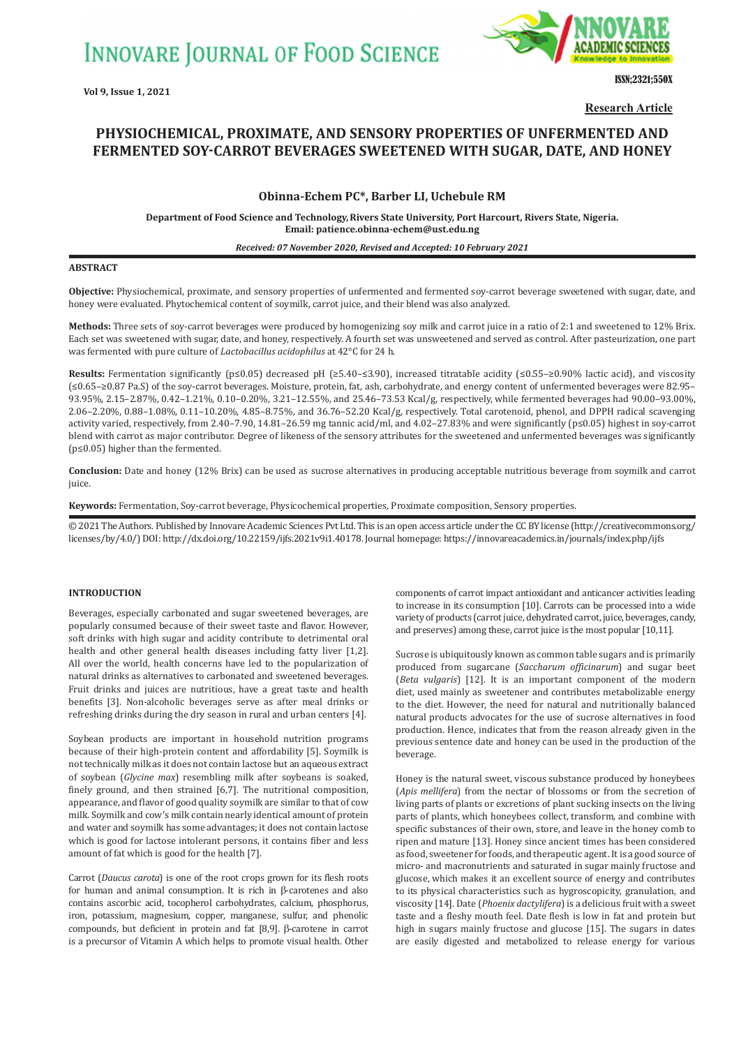# PHYSIOCHEMICAL, PROXIMATE, AND SENSORY PROPERTIES OF UNFERMENTED AND FERMENTED SOY-CARROT BEVERAGES SWEETENED WITH SUGAR, DATE, AND HONEY

**Research Article**

**Obinna-Echem PC*, Barber LI, Uchebule RM**

**Department of Food Science and Technology, Rivers State University, Port Harcourt, Rivers State, Nigeria.**
**Email: patience.obinna-echem@ust.edu.ng**

***Received: 07 November 2020, Revised and Accepted: 10 February 2021***

## ABSTRACT

**Objective:** Physiochemical, proximate, and sensory properties of unfermented and fermented soy-carrot beverage sweetened with sugar, date, and honey were evaluated. Phytochemical content of soymilk, carrot juice, and their blend was also analyzed.

**Methods:** Three sets of soy-carrot beverages were produced by homogenizing soy milk and carrot juice in a ratio of 2:1 and sweetened to 12% Brix. Each set was sweetened with sugar, date, and honey, respectively. A fourth set was unsweetened and served as control. After pasteurization, one part was fermented with pure culture of *Lactobacillus acidophilus* at 42°C for 24 h.

**Results:** Fermentation significantly ($p \leq 0.05$) decreased pH (≥5.40–≤3.90), increased titratable acidity (≤0.55–≥0.90% lactic acid), and viscosity (≤0.65–≥0.87 Pa.S) of the soy-carrot beverages. Moisture, protein, fat, ash, carbohydrate, and energy content of unfermented beverages were 82.95–93.95%, 2.15–2.87%, 0.42–1.21%, 0.10–0.20%, 3.21–12.55%, and 25.46–73.53 Kcal/g, respectively, while fermented beverages had 90.00–93.00%, 2.06–2.20%, 0.88–1.08%, 0.11–10.20%, 4.85–8.75%, and 36.76–52.20 Kcal/g, respectively. Total carotenoid, phenol, and DPPH radical scavenging activity varied, respectively, from 2.40–7.90, 14.81–26.59 mg tannic acid/ml, and 4.02–27.83% and were significantly ($p \leq 0.05$) highest in soy-carrot blend with carrot as major contributor. Degree of likeness of the sensory attributes for the sweetened and unfermented beverages was significantly ($p \leq 0.05$) higher than the fermented.

**Conclusion:** Date and honey (12% Brix) can be used as sucrose alternatives in producing acceptable nutritious beverage from soymilk and carrot juice.

**Keywords:** Fermentation, Soy-carrot beverage, Physicochemical properties, Proximate composition, Sensory properties.

© 2021 The Authors. Published by Innovare Academic Sciences Pvt Ltd. This is an open access article under the CC BY license (http://creativecommons.org/licenses/by/4.0/) DOI: http://dx.doi.org/10.22159/ijfs.2021v9i1.40178. Journal homepage: https://innovareacademics.in/journals/index.php/ijfs

## INTRODUCTION

Beverages, especially carbonated and sugar sweetened beverages, are popularly consumed because of their sweet taste and flavor. However, soft drinks with high sugar and acidity contribute to detrimental oral health and other general health diseases including fatty liver [1,2]. All over the world, health concerns have led to the popularization of natural drinks as alternatives to carbonated and sweetened beverages. Fruit drinks and juices are nutritious, have a great taste and health benefits [3]. Non-alcoholic beverages serve as after meal drinks or refreshing drinks during the dry season in rural and urban centers [4].

Soybean products are important in household nutrition programs because of their high-protein content and affordability [5]. Soymilk is not technically milk as it does not contain lactose but an aqueous extract of soybean (*Glycine max*) resembling milk after soybeans is soaked, finely ground, and then strained [6,7]. The nutritional composition, appearance, and flavor of good quality soymilk are similar to that of cow milk. Soymilk and cow's milk contain nearly identical amount of protein and water and soymilk has some advantages; it does not contain lactose which is good for lactose intolerant persons, it contains fiber and less amount of fat which is good for the health [7].

Carrot (*Daucus carota*) is one of the root crops grown for its flesh roots for human and animal consumption. It is rich in β-carotenes and also contains ascorbic acid, tocopherol carbohydrates, calcium, phosphorus, iron, potassium, magnesium, copper, manganese, sulfur, and phenolic compounds, but deficient in protein and fat [8,9]. β-carotene in carrot is a precursor of Vitamin A which helps to promote visual health. Other components of carrot impact antioxidant and anticancer activities leading to increase in its consumption [10]. Carrots can be processed into a wide variety of products (carrot juice, dehydrated carrot, juice, beverages, candy, and preserves) among these, carrot juice is the most popular [10,11].

Sucrose is ubiquitously known as common table sugars and is primarily produced from sugarcane (*Saccharum officinarum*) and sugar beet (*Beta vulgaris*) [12]. It is an important component of the modern diet, used mainly as sweetener and contributes metabolizable energy to the diet. However, the need for natural and nutritionally balanced natural products advocates for the use of sucrose alternatives in food production. Hence, indicates that from the reason already given in the previous sentence date and honey can be used in the production of the beverage.

Honey is the natural sweet, viscous substance produced by honeybees (*Apis mellifera*) from the nectar of blossoms or from the secretion of living parts of plants or excretions of plant sucking insects on the living parts of plants, which honeybees collect, transform, and combine with specific substances of their own, store, and leave in the honey comb to ripen and mature [13]. Honey since ancient times has been considered as food, sweetener for foods, and therapeutic agent. It is a good source of micro- and macronutrients and saturated in sugar mainly fructose and glucose, which makes it an excellent source of energy and contributes to its physical characteristics such as hygroscopicity, granulation, and viscosity [14]. Date (*Phoenix dactylifera*) is a delicious fruit with a sweet taste and a fleshy mouth feel. Date flesh is low in fat and protein but high in sugars mainly fructose and glucose [15]. The sugars in dates are easily digested and metabolized to release energy for various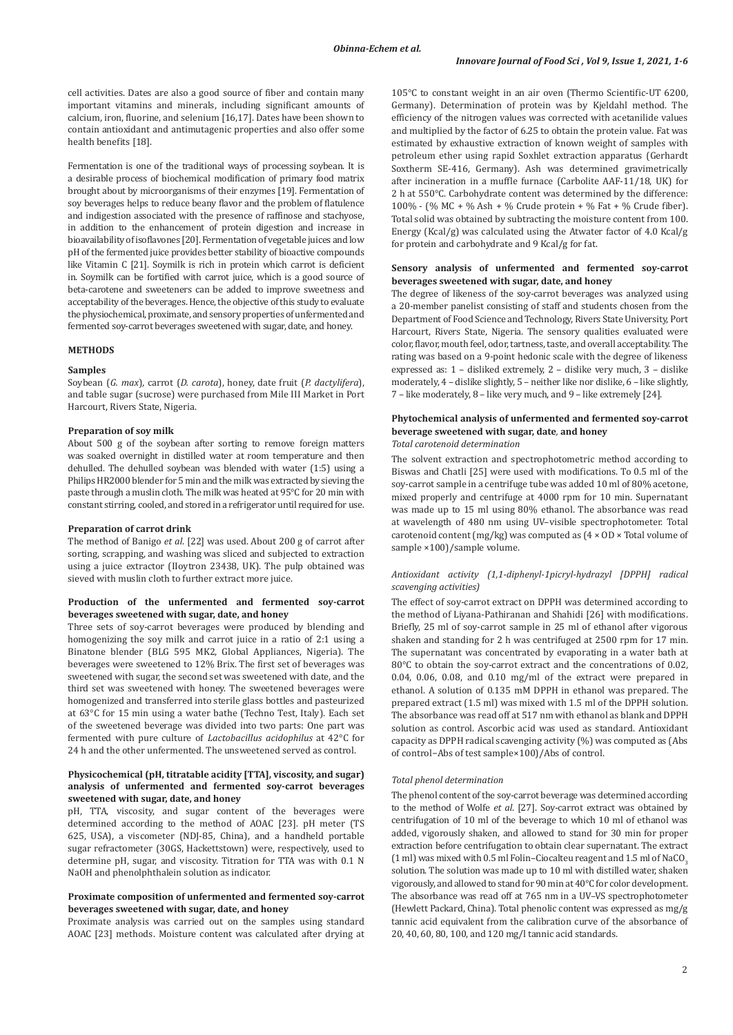cell activities. Dates are also a good source of fiber and contain many important vitamins and minerals, including significant amounts of calcium, iron, fluorine, and selenium [16,17]. Dates have been shown to contain antioxidant and antimutagenic properties and also offer some health benefits [18].

Fermentation is one of the traditional ways of processing soybean. It is a desirable process of biochemical modification of primary food matrix brought about by microorganisms of their enzymes [19]. Fermentation of soy beverages helps to reduce beany flavor and the problem of flatulence and indigestion associated with the presence of raffinose and stachyose, in addition to the enhancement of protein digestion and increase in bioavailability of isoflavones [20]. Fermentation of vegetable juices and low pH of the fermented juice provides better stability of bioactive compounds like Vitamin C [21]. Soymilk is rich in protein which carrot is deficient in. Soymilk can be fortified with carrot juice, which is a good source of beta-carotene and sweeteners can be added to improve sweetness and acceptability of the beverages. Hence, the objective of this study to evaluate the physiochemical, proximate, and sensory properties of unfermented and fermented soy-carrot beverages sweetened with sugar, date, and honey.

## METHODS

### Samples

Soybean (*G. max*), carrot (*D. carota*), honey, date fruit (*P. dactylifera*), and table sugar (sucrose) were purchased from Mile III Market in Port Harcourt, Rivers State, Nigeria.

### Preparation of soy milk

About 500 g of the soybean after sorting to remove foreign matters was soaked overnight in distilled water at room temperature and then dehulled. The dehulled soybean was blended with water (1:5) using a Philips HR2000 blender for 5 min and the milk was extracted by sieving the paste through a muslin cloth. The milk was heated at 95°C for 20 min with constant stirring, cooled, and stored in a refrigerator until required for use.

### Preparation of carrot drink

The method of Banigo *et al.* [22] was used. About 200 g of carrot after sorting, scrapping, and washing was sliced and subjected to extraction using a juice extractor (Iloytron 23438, UK). The pulp obtained was sieved with muslin cloth to further extract more juice.

### Production of the unfermented and fermented soy-carrot beverages sweetened with sugar, date, and honey

Three sets of soy-carrot beverages were produced by blending and homogenizing the soy milk and carrot juice in a ratio of 2:1 using a Binatone blender (BLG 595 MK2, Global Appliances, Nigeria). The beverages were sweetened to 12% Brix. The first set of beverages was sweetened with sugar, the second set was sweetened with date, and the third set was sweetened with honey. The sweetened beverages were homogenized and transferred into sterile glass bottles and pasteurized at 63°C for 15 min using a water bathe (Techno Test, Italy). Each set of the sweetened beverage was divided into two parts: One part was fermented with pure culture of *Lactobacillus acidophilus* at 42°C for 24 h and the other unfermented. The unsweetened served as control.

### Physicochemical (pH, titratable acidity [TTA], viscosity, and sugar) analysis of unfermented and fermented soy-carrot beverages sweetened with sugar, date, and honey

pH, TTA, viscosity, and sugar content of the beverages were determined according to the method of AOAC [23]. pH meter (TS 625, USA), a viscometer (NDJ-85, China), and a handheld portable sugar refractometer (30GS, Hackettstown) were, respectively, used to determine pH, sugar, and viscosity. Titration for TTA was with 0.1 N NaOH and phenolphthalein solution as indicator.

### Proximate composition of unfermented and fermented soy-carrot beverages sweetened with sugar, date, and honey

Proximate analysis was carried out on the samples using standard AOAC [23] methods. Moisture content was calculated after drying at 105°C to constant weight in an air oven (Thermo Scientific-UT 6200, Germany). Determination of protein was by Kjeldahl method. The efficiency of the nitrogen values was corrected with acetanilide values and multiplied by the factor of 6.25 to obtain the protein value. Fat was estimated by exhaustive extraction of known weight of samples with petroleum ether using rapid Soxhlet extraction apparatus (Gerhardt Soxtherm SE-416, Germany). Ash was determined gravimetrically after incineration in a muffle furnace (Carbolite AAF-11/18, UK) for 2 h at 550°C. Carbohydrate content was determined by the difference: 100% - (% MC + % Ash + % Crude protein + % Fat + % Crude fiber). Total solid was obtained by subtracting the moisture content from 100. Energy (Kcal/g) was calculated using the Atwater factor of 4.0 Kcal/g for protein and carbohydrate and 9 Kcal/g for fat.

### Sensory analysis of unfermented and fermented soy-carrot beverages sweetened with sugar, date, and honey

The degree of likeness of the soy-carrot beverages was analyzed using a 20-member panelist consisting of staff and students chosen from the Department of Food Science and Technology, Rivers State University, Port Harcourt, Rivers State, Nigeria. The sensory qualities evaluated were color, flavor, mouth feel, odor, tartness, taste, and overall acceptability. The rating was based on a 9-point hedonic scale with the degree of likeness expressed as: 1 – disliked extremely, 2 – dislike very much, 3 – dislike moderately, 4 – dislike slightly, 5 – neither like nor dislike, 6 – like slightly, 7 – like moderately, 8 – like very much, and 9 – like extremely [24].

### Phytochemical analysis of unfermented and fermented soy-carrot beverage sweetened with sugar, date, and honey

#### *Total carotenoid determination*

The solvent extraction and spectrophotometric method according to Biswas and Chatli [25] were used with modifications. To 0.5 ml of the soy-carrot sample in a centrifuge tube was added 10 ml of 80% acetone, mixed properly and centrifuge at 4000 rpm for 10 min. Supernatant was made up to 15 ml using 80% ethanol. The absorbance was read at wavelength of 480 nm using UV–visible spectrophotometer. Total carotenoid content (mg/kg) was computed as (4 × OD × Total volume of sample ×100)/sample volume.

#### *Antioxidant activity (1,1-diphenyl-1picryl-hydrazyl [DPPH] radical scavenging activities)*

The effect of soy-carrot extract on DPPH was determined according to the method of Liyana-Pathiranan and Shahidi [26] with modifications. Briefly, 25 ml of soy-carrot sample in 25 ml of ethanol after vigorous shaken and standing for 2 h was centrifuged at 2500 rpm for 17 min. The supernatant was concentrated by evaporating in a water bath at 80°C to obtain the soy-carrot extract and the concentrations of 0.02, 0.04, 0.06, 0.08, and 0.10 mg/ml of the extract were prepared in ethanol. A solution of 0.135 mM DPPH in ethanol was prepared. The prepared extract (1.5 ml) was mixed with 1.5 ml of the DPPH solution. The absorbance was read off at 517 nm with ethanol as blank and DPPH solution as control. Ascorbic acid was used as standard. Antioxidant capacity as DPPH radical scavenging activity (%) was computed as (Abs of control−Abs of test sample×100)/Abs of control.

#### *Total phenol determination*

The phenol content of the soy-carrot beverage was determined according to the method of Wolfe *et al.* [27]. Soy-carrot extract was obtained by centrifugation of 10 ml of the beverage to which 10 ml of ethanol was added, vigorously shaken, and allowed to stand for 30 min for proper extraction before centrifugation to obtain clear supernatant. The extract (1 ml) was mixed with 0.5 ml Folin–Ciocalteu reagent and 1.5 ml of $NaCO_3$ solution. The solution was made up to 10 ml with distilled water, shaken vigorously, and allowed to stand for 90 min at 40°C for color development. The absorbance was read off at 765 nm in a UV–VS spectrophotometer (Hewlett Packard, China). Total phenolic content was expressed as mg/g tannic acid equivalent from the calibration curve of the absorbance of 20, 40, 60, 80, 100, and 120 mg/l tannic acid standards.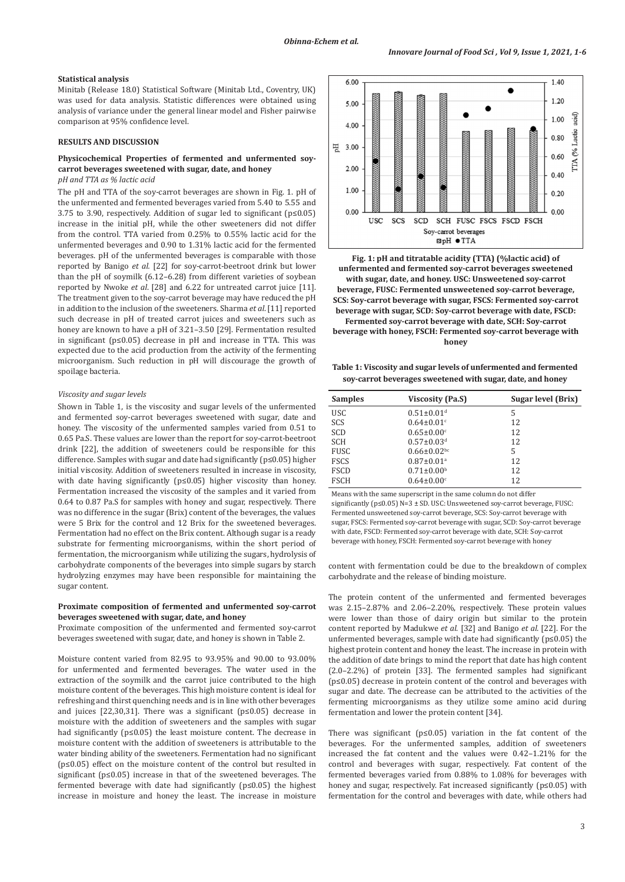### Statistical analysis

Minitab (Release 18.0) Statistical Software (Minitab Ltd., Coventry, UK) was used for data analysis. Statistic differences were obtained using analysis of variance under the general linear model and Fisher pairwise comparison at 95% confidence level.

## RESULTS AND DISCUSSION

### Physicochemical Properties of fermented and unfermented soy-carrot beverages sweetened with sugar, date, and honey

*pH and TTA as % lactic acid*

The pH and TTA of the soy-carrot beverages are shown in Fig. 1. pH of the unfermented and fermented beverages varied from 5.40 to 5.55 and 3.75 to 3.90, respectively. Addition of sugar led to significant (p≤0.05) increase in the initial pH, while the other sweeteners did not differ from the control. TTA varied from 0.25% to 0.55% lactic acid for the unfermented beverages and 0.90 to 1.31% lactic acid for the fermented beverages. pH of the unfermented beverages is comparable with those reported by Banigo *et al.* [22] for soy-carrot-beetroot drink but lower than the pH of soymilk (6.12–6.28) from different varieties of soybean reported by Nwoke *et al.* [28] and 6.22 for untreated carrot juice [11]. The treatment given to the soy-carrot beverage may have reduced the pH in addition to the inclusion of the sweeteners. Sharma *et al.* [11] reported such decrease in pH of treated carrot juices and sweeteners such as honey are known to have a pH of 3.21–3.50 [29]. Fermentation resulted in significant (p≤0.05) decrease in pH and increase in TTA. This was expected due to the acid production from the activity of the fermenting microorganism. Such reduction in pH will discourage the growth of spoilage bacteria.

**Fig. 1: pH and titratable acidity (TTA) (%lactic acid) of unfermented and fermented soy-carrot beverages sweetened with sugar, date, and honey. USC: Unsweetened soy-carrot beverage, FUSC: Fermented unsweetened soy-carrot beverage, SCS: Soy-carrot beverage with sugar, FSCS: Fermented soy-carrot beverage with sugar, SCD: Soy-carrot beverage with date, FSCD: Fermented soy-carrot beverage with date, SCH: Soy-carrot beverage with honey, FSCH: Fermented soy-carrot beverage with honey**

*Viscosity and sugar levels*

Shown in Table 1, is the viscosity and sugar levels of the unfermented and fermented soy-carrot beverages sweetened with sugar, date and honey. The viscosity of the unfermented samples varied from 0.51 to 0.65 Pa.S. These values are lower than the report for soy-carrot-beetroot drink [22], the addition of sweeteners could be responsible for this difference. Samples with sugar and date had significantly (p≤0.05) higher initial viscosity. Addition of sweeteners resulted in increase in viscosity, with date having significantly (p≤0.05) higher viscosity than honey. Fermentation increased the viscosity of the samples and it varied from 0.64 to 0.87 Pa.S for samples with honey and sugar, respectively. There was no difference in the sugar (Brix) content of the beverages, the values were 5 Brix for the control and 12 Brix for the sweetened beverages. Fermentation had no effect on the Brix content. Although sugar is a ready substrate for fermenting microorganisms, within the short period of fermentation, the microorganism while utilizing the sugars, hydrolysis of carbohydrate components of the beverages into simple sugars by starch hydrolyzing enzymes may have been responsible for maintaining the sugar content.

**Table 1: Viscosity and sugar levels of unfermented and fermented soy-carrot beverages sweetened with sugar, date, and honey**

| Samples | Viscosity (Pa.S) | Sugar level (Brix) |
|---|---|---|
| USC | 0.51±0.01[d] | 5 |
| SCS | 0.64±0.01[c] | 12 |
| SCD | 0.65±0.00[c] | 12 |
| SCH | 0.57±0.03[d] | 12 |
| FUSC | 0.66±0.02[bc] | 5 |
| FSCS | 0.87±0.01[a] | 12 |
| FSCD | 0.71±0.00[b] | 12 |
| FSCH | 0.64±0.00[c] | 12 |

Means with the same superscript in the same column do not differ significantly (p≤0.05) N=3 ± SD. USC: Unsweetened soy-carrot beverage, FUSC: Fermented unsweetened soy-carrot beverage, SCS: Soy-carrot beverage with sugar, FSCS: Fermented soy-carrot beverage with sugar, SCD: Soy-carrot beverage with date, FSCD: Fermented soy-carrot beverage with date, SCH: Soy-carrot beverage with honey, FSCH: Fermented soy-carrot beverage with honey

### Proximate composition of fermented and unfermented soy-carrot beverages sweetened with sugar, date, and honey

Proximate composition of the unfermented and fermented soy-carrot beverages sweetened with sugar, date, and honey is shown in Table 2.

Moisture content varied from 82.95 to 93.95% and 90.00 to 93.00% for unfermented and fermented beverages. The water used in the extraction of the soymilk and the carrot juice contributed to the high moisture content of the beverages. This high moisture content is ideal for refreshing and thirst quenching needs and is in line with other beverages and juices [22,30,31]. There was a significant (p≤0.05) decrease in moisture with the addition of sweeteners and the samples with sugar had significantly (p≤0.05) the least moisture content. The decrease in moisture content with the addition of sweeteners is attributable to the water binding ability of the sweeteners. Fermentation had no significant (p≤0.05) effect on the moisture content of the control but resulted in significant (p≤0.05) increase in that of the sweetened beverages. The fermented beverage with date had significantly (p≤0.05) the highest increase in moisture and honey the least. The increase in moisture content with fermentation could be due to the breakdown of complex carbohydrate and the release of binding moisture.

The protein content of the unfermented and fermented beverages was 2.15–2.87% and 2.06–2.20%, respectively. These protein values were lower than those of dairy origin but similar to the protein content reported by Madukwe *et al.* [32] and Banigo *et al.* [22]. For the unfermented beverages, sample with date had significantly (p≤0.05) the highest protein content and honey the least. The increase in protein with the addition of date brings to mind the report that date has high content (2.0–2.2%) of protein [33]. The fermented samples had significant (p≤0.05) decrease in protein content of the control and beverages with sugar and date. The decrease can be attributed to the activities of the fermenting microorganisms as they utilize some amino acid during fermentation and lower the protein content [34].

There was significant (p≤0.05) variation in the fat content of the beverages. For the unfermented samples, addition of sweeteners increased the fat content and the values were 0.42–1.21% for the control and beverages with sugar, respectively. Fat content of the fermented beverages varied from 0.88% to 1.08% for beverages with honey and sugar, respectively. Fat increased significantly (p≤0.05) with fermentation for the control and beverages with date, while others had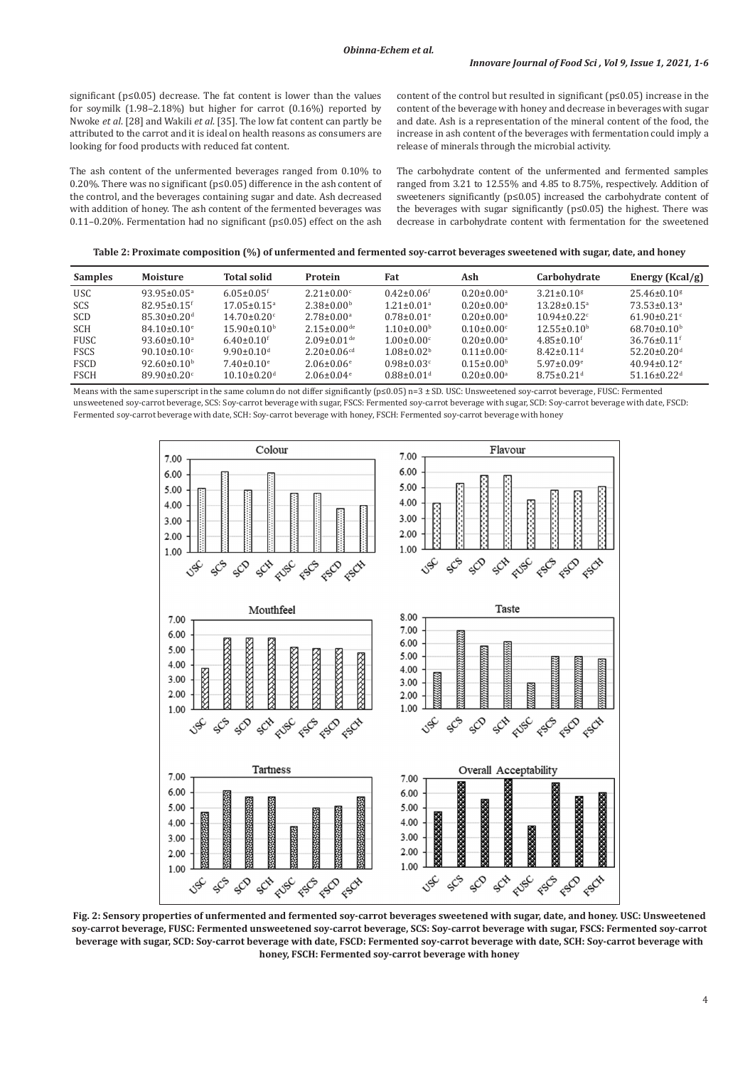significant (p≤0.05) decrease. The fat content is lower than the values for soymilk (1.98–2.18%) but higher for carrot (0.16%) reported by Nwoke *et al*. [28] and Wakili *et al*. [35]. The low fat content can partly be attributed to the carrot and it is ideal on health reasons as consumers are looking for food products with reduced fat content.

The ash content of the unfermented beverages ranged from 0.10% to 0.20%. There was no significant (p≤0.05) difference in the ash content of the control, and the beverages containing sugar and date. Ash decreased with addition of honey. The ash content of the fermented beverages was 0.11–0.20%. Fermentation had no significant (p≤0.05) effect on the ash content of the control but resulted in significant (p≤0.05) increase in the content of the beverage with honey and decrease in beverages with sugar and date. Ash is a representation of the mineral content of the food, the increase in ash content of the beverages with fermentation could imply a release of minerals through the microbial activity.

The carbohydrate content of the unfermented and fermented samples ranged from 3.21 to 12.55% and 4.85 to 8.75%, respectively. Addition of sweeteners significantly (p≤0.05) increased the carbohydrate content of the beverages with sugar significantly (p≤0.05) the highest. There was decrease in carbohydrate content with fermentation for the sweetened

**Table 2: Proximate composition (%) of unfermented and fermented soy-carrot beverages sweetened with sugar, date, and honey**

| Samples | Moisture | Total solid | Protein | Fat | Ash | Carbohydrate | Energy (Kcal/g) |
|---|---|---|---|---|---|---|---|
| USC | 93.95±0.05[a] | 6.05±0.05[f] | 2.21±0.00[c] | 0.42±0.06[f] | 0.20±0.00[a] | 3.21±0.10[g] | 25.46±0.10[g] |
| SCS | 82.95±0.15[f] | 17.05±0.15[a] | 2.38±0.00[b] | 1.21±0.01[a] | 0.20±0.00[a] | 13.28±0.15[a] | 73.53±0.13[a] |
| SCD | 85.30±0.20[d] | 14.70±0.20[c] | 2.78±0.00[a] | 0.78±0.01[e] | 0.20±0.00[a] | 10.94±0.22[c] | 61.90±0.21[c] |
| SCH | 84.10±0.10[e] | 15.90±0.10[b] | 2.15±0.00[de] | 1.10±0.00[b] | 0.10±0.00[c] | 12.55±0.10[b] | 68.70±0.10[b] |
| FUSC | 93.60±0.10[a] | 6.40±0.10[f] | 2.09±0.01[de] | 1.00±0.00[c] | 0.20±0.00[a] | 4.85±0.10[f] | 36.76±0.11[f] |
| FSCS | 90.10±0.10[c] | 9.90±0.10[d] | 2.20±0.06[cd] | 1.08±0.02[b] | 0.11±0.00[c] | 8.42±0.11[d] | 52.20±0.20[d] |
| FSCD | 92.60±0.10[b] | 7.40±0.10[e] | 2.06±0.06[e] | 0.98±0.03[c] | 0.15±0.00[b] | 5.97±0.09[e] | 40.94±0.12[e] |
| FSCH | 89.90±0.20[c] | 10.10±0.20[d] | 2.06±0.04[e] | 0.88±0.01[d] | 0.20±0.00[a] | 8.75±0.21[d] | 51.16±0.22[d] |

Means with the same superscript in the same column do not differ significantly (p≤0.05) n=3 ± SD. USC: Unsweetened soy-carrot beverage, FUSC: Fermented unsweetened soy-carrot beverage, SCS: Soy-carrot beverage with sugar, FSCS: Fermented soy-carrot beverage with sugar, SCD: Soy-carrot beverage with date, FSCD: Fermented soy-carrot beverage with date, SCH: Soy-carrot beverage with honey, FSCH: Fermented soy-carrot beverage with honey

**Fig. 2: Sensory properties of unfermented and fermented soy-carrot beverages sweetened with sugar, date, and honey. USC: Unsweetened soy-carrot beverage, FUSC: Fermented unsweetened soy-carrot beverage, SCS: Soy-carrot beverage with sugar, FSCS: Fermented soy-carrot beverage with sugar, SCD: Soy-carrot beverage with date, FSCD: Fermented soy-carrot beverage with date, SCH: Soy-carrot beverage with honey, FSCH: Fermented soy-carrot beverage with honey**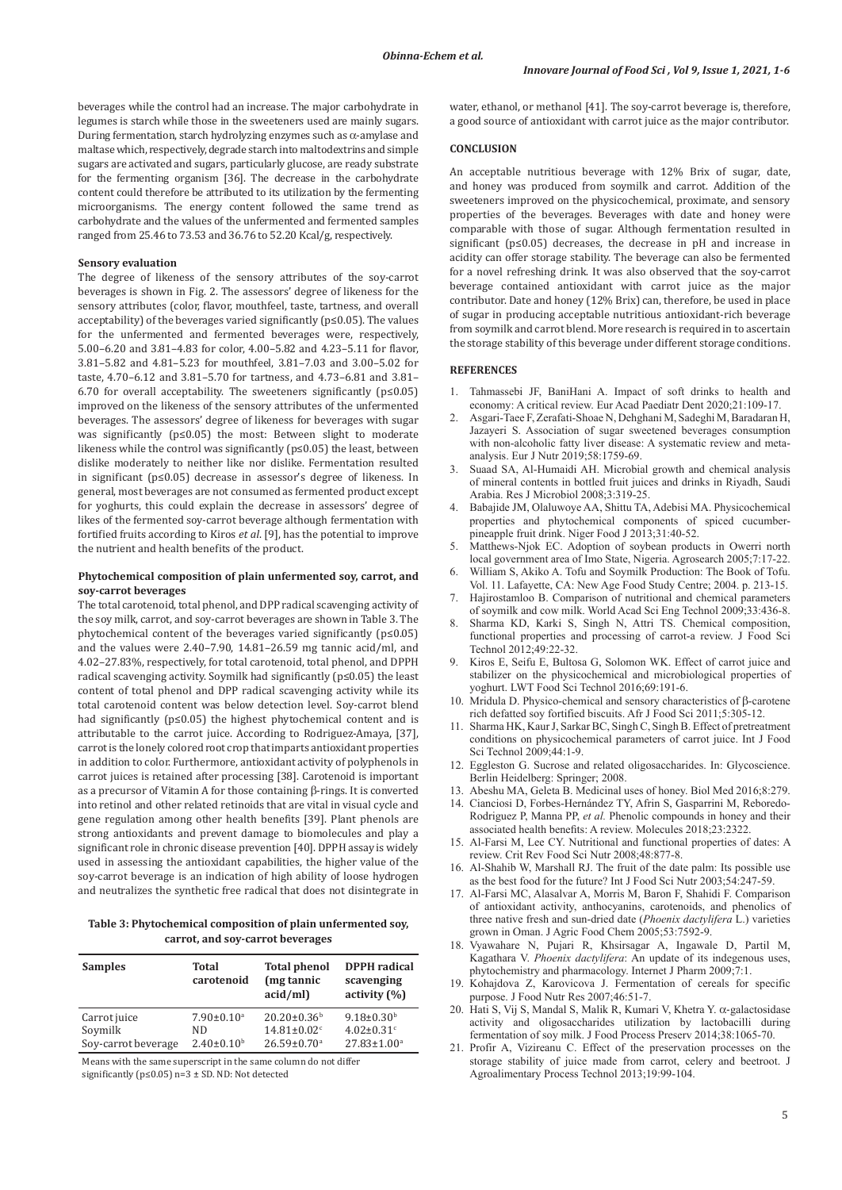beverages while the control had an increase. The major carbohydrate in legumes is starch while those in the sweeteners used are mainly sugars. During fermentation, starch hydrolyzing enzymes such as α-amylase and maltase which, respectively, degrade starch into maltodextrins and simple sugars are activated and sugars, particularly glucose, are ready substrate for the fermenting organism [36]. The decrease in the carbohydrate content could therefore be attributed to its utilization by the fermenting microorganisms. The energy content followed the same trend as carbohydrate and the values of the unfermented and fermented samples ranged from 25.46 to 73.53 and 36.76 to 52.20 Kcal/g, respectively.

### Sensory evaluation

The degree of likeness of the sensory attributes of the soy-carrot beverages is shown in Fig. 2. The assessors' degree of likeness for the sensory attributes (color, flavor, mouthfeel, taste, tartness, and overall acceptability) of the beverages varied significantly (p≤0.05). The values for the unfermented and fermented beverages were, respectively, 5.00–6.20 and 3.81–4.83 for color, 4.00–5.82 and 4.23–5.11 for flavor, 3.81–5.82 and 4.81–5.23 for mouthfeel, 3.81–7.03 and 3.00–5.02 for taste, 4.70–6.12 and 3.81–5.70 for tartness, and 4.73–6.81 and 3.81–6.70 for overall acceptability. The sweeteners significantly (p≤0.05) improved on the likeness of the sensory attributes of the unfermented beverages. The assessors' degree of likeness for beverages with sugar was significantly (p≤0.05) the most: Between slight to moderate likeness while the control was significantly (p≤0.05) the least, between dislike moderately to neither like nor dislike. Fermentation resulted in significant (p≤0.05) decrease in assessor's degree of likeness. In general, most beverages are not consumed as fermented product except for yoghurts, this could explain the decrease in assessors' degree of likes of the fermented soy-carrot beverage although fermentation with fortified fruits according to Kiros *et al*. [9], has the potential to improve the nutrient and health benefits of the product.

### Phytochemical composition of plain unfermented soy, carrot, and soy-carrot beverages

The total carotenoid, total phenol, and DPP radical scavenging activity of the soy milk, carrot, and soy-carrot beverages are shown in Table 3. The phytochemical content of the beverages varied significantly (p≤0.05) and the values were 2.40–7.90, 14.81–26.59 mg tannic acid/ml, and 4.02–27.83%, respectively, for total carotenoid, total phenol, and DPPH radical scavenging activity. Soymilk had significantly (p≤0.05) the least content of total phenol and DPP radical scavenging activity while its total carotenoid content was below detection level. Soy-carrot blend had significantly (p≤0.05) the highest phytochemical content and is attributable to the carrot juice. According to Rodriguez-Amaya, [37], carrot is the lonely colored root crop that imparts antioxidant properties in addition to color. Furthermore, antioxidant activity of polyphenols in carrot juices is retained after processing [38]. Carotenoid is important as a precursor of Vitamin A for those containing β-rings. It is converted into retinol and other related retinoids that are vital in visual cycle and gene regulation among other health benefits [39]. Plant phenols are strong antioxidants and prevent damage to biomolecules and play a significant role in chronic disease prevention [40]. DPPH assay is widely used in assessing the antioxidant capabilities, the higher value of the soy-carrot beverage is an indication of high ability of loose hydrogen and neutralizes the synthetic free radical that does not disintegrate in

**Table 3: Phytochemical composition of plain unfermented soy, carrot, and soy-carrot beverages**

| Samples | Total carotenoid | Total phenol (mg tannic acid/ml) | DPPH radical scavenging activity (%) |
|---|---|---|---|
| Carrot juice | 7.90±0.10[a] | 20.20±0.36[b] | 9.18±0.30[b] |
| Soymilk | ND | 14.81±0.02[c] | 4.02±0.31[c] |
| Soy-carrot beverage | 2.40±0.10[b] | 26.59±0.70[a] | 27.83±1.00[a] |

Means with the same superscript in the same column do not differ significantly (p≤0.05) n=3 ± SD. ND: Not detected

water, ethanol, or methanol [41]. The soy-carrot beverage is, therefore, a good source of antioxidant with carrot juice as the major contributor.

## CONCLUSION

An acceptable nutritious beverage with 12% Brix of sugar, date, and honey was produced from soymilk and carrot. Addition of the sweeteners improved on the physicochemical, proximate, and sensory properties of the beverages. Beverages with date and honey were comparable with those of sugar. Although fermentation resulted in significant (p≤0.05) decreases, the decrease in pH and increase in acidity can offer storage stability. The beverage can also be fermented for a novel refreshing drink. It was also observed that the soy-carrot beverage contained antioxidant with carrot juice as the major contributor. Date and honey (12% Brix) can, therefore, be used in place of sugar in producing acceptable nutritious antioxidant-rich beverage from soymilk and carrot blend. More research is required in to ascertain the storage stability of this beverage under different storage conditions.

## REFERENCES

1. Tahmassebi JF, BaniHani A. Impact of soft drinks to health and economy: A critical review. Eur Acad Paediatr Dent 2020;21:109-17.
2. Asgari-Taee F, Zerafati-Shoae N, Dehghani M, Sadeghi M, Baradaran H, Jazayeri S. Association of sugar sweetened beverages consumption with non-alcoholic fatty liver disease: A systematic review and meta-analysis. Eur J Nutr 2019;58:1759-69.
3. Suaad SA, Al-Humaidi AH. Microbial growth and chemical analysis of mineral contents in bottled fruit juices and drinks in Riyadh, Saudi Arabia. Res J Microbiol 2008;3:319-25.
4. Babajide JM, Olaluwoye AA, Shittu TA, Adebisi MA. Physicochemical properties and phytochemical components of spiced cucumber-pineapple fruit drink. Niger Food J 2013;31:40-52.
5. Matthews-Njok EC. Adoption of soybean products in Owerri north local government area of Imo State, Nigeria. Agrosearch 2005;7:17-22.
6. William S, Akiko A. Tofu and Soymilk Production: The Book of Tofu. Vol. 11. Lafayette, CA: New Age Food Study Centre; 2004. p. 213-15.
7. Hajirostamloo B. Comparison of nutritional and chemical parameters of soymilk and cow milk. World Acad Sci Eng Technol 2009;33:436-8.
8. Sharma KD, Karki S, Singh N, Attri TS. Chemical composition, functional properties and processing of carrot-a review. J Food Sci Technol 2012;49:22-32.
9. Kiros E, Seifu E, Bultosa G, Solomon WK. Effect of carrot juice and stabilizer on the physicochemical and microbiological properties of yoghurt. LWT Food Sci Technol 2016;69:191-6.
10. Mridula D. Physico-chemical and sensory characteristics of β-carotene rich defatted soy fortified biscuits. Afr J Food Sci 2011;5:305-12.
11. Sharma HK, Kaur J, Sarkar BC, Singh C, Singh B. Effect of pretreatment conditions on physicochemical parameters of carrot juice. Int J Food Sci Technol 2009;44:1-9.
12. Eggleston G. Sucrose and related oligosaccharides. In: Glycoscience. Berlin Heidelberg: Springer; 2008.
13. Abeshu MA, Geleta B. Medicinal uses of honey. Biol Med 2016;8:279.
14. Cianciosi D, Forbes-Hernández TY, Afrin S, Gasparrini M, Reboredo-Rodriguez P, Manna PP, *et al.* Phenolic compounds in honey and their associated health benefits: A review. Molecules 2018;23:2322.
15. Al-Farsi M, Lee CY. Nutritional and functional properties of dates: A review. Crit Rev Food Sci Nutr 2008;48:877-8.
16. Al-Shahib W, Marshall RJ. The fruit of the date palm: Its possible use as the best food for the future? Int J Food Sci Nutr 2003;54:247-59.
17. Al-Farsi MC, Alasalvar A, Morris M, Baron F, Shahidi F. Comparison of antioxidant activity, anthocyanins, carotenoids, and phenolics of three native fresh and sun-dried date (*Phoenix dactylifera* L.) varieties grown in Oman. J Agric Food Chem 2005;53:7592-9.
18. Vyawahare N, Pujari R, Khsirsagar A, Ingawale D, Partil M, Kagathara V. *Phoenix dactylifera*: An update of its indegenous uses, phytochemistry and pharmacology. Internet J Pharm 2009;7:1.
19. Kohajdova Z, Karovicova J. Fermentation of cereals for specific purpose. J Food Nutr Res 2007;46:51-7.
20. Hati S, Vij S, Mandal S, Malik R, Kumari V, Khetra Y. α-galactosidase activity and oligosaccharides utilization by lactobacilli during fermentation of soy milk. J Food Process Preserv 2014;38:1065-70.
21. Profir A, Vizireanu C. Effect of the preservation processes on the storage stability of juice made from carrot, celery and beetroot. J Agroalimentary Process Technol 2013;19:99-104.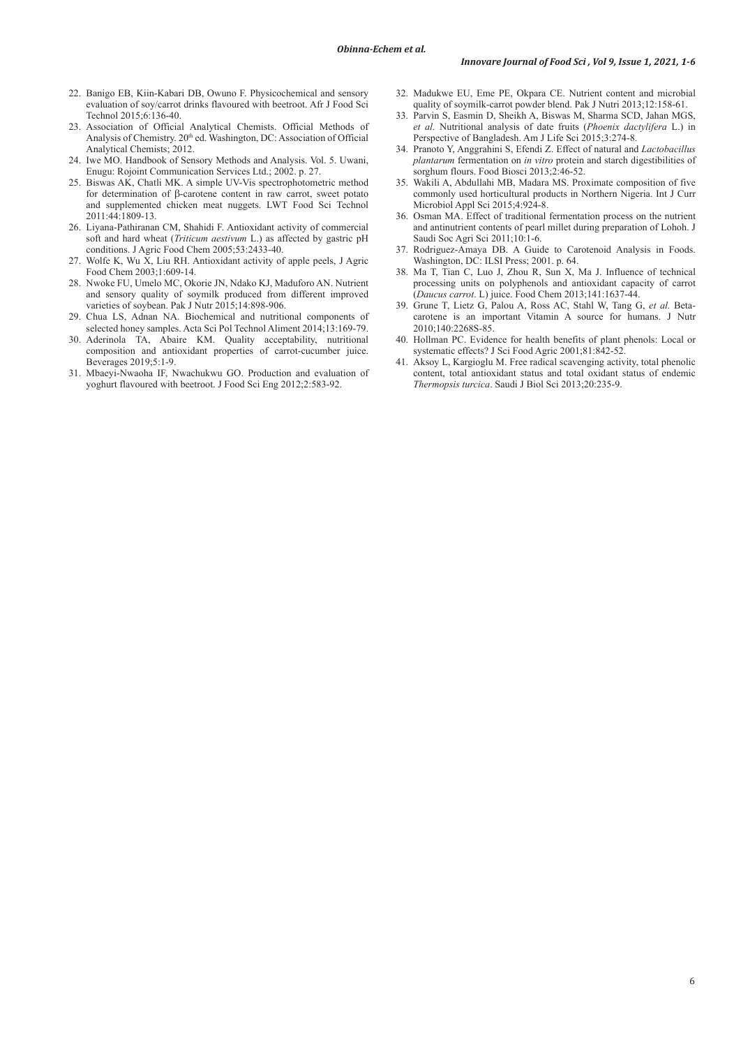22. Banigo EB, Kiin-Kabari DB, Owuno F. Physicochemical and sensory evaluation of soy/carrot drinks flavoured with beetroot. Afr J Food Sci Technol 2015;6:136-40.
23. Association of Official Analytical Chemists. Official Methods of Analysis of Chemistry. 20th ed. Washington, DC: Association of Official Analytical Chemists; 2012.
24. Iwe MO. Handbook of Sensory Methods and Analysis. Vol. 5. Uwani, Enugu: Rojoint Communication Services Ltd.; 2002. p. 27.
25. Biswas AK, Chatli MK. A simple UV-Vis spectrophotometric method for determination of β-carotene content in raw carrot, sweet potato and supplemented chicken meat nuggets. LWT Food Sci Technol 2011:44:1809-13.
26. Liyana-Pathiranan CM, Shahidi F. Antioxidant activity of commercial soft and hard wheat (*Triticum aestivum* L.) as affected by gastric pH conditions. J Agric Food Chem 2005;53:2433-40.
27. Wolfe K, Wu X, Liu RH. Antioxidant activity of apple peels, J Agric Food Chem 2003;1:609-14.
28. Nwoke FU, Umelo MC, Okorie JN, Ndako KJ, Maduforo AN. Nutrient and sensory quality of soymilk produced from different improved varieties of soybean. Pak J Nutr 2015;14:898-906.
29. Chua LS, Adnan NA. Biochemical and nutritional components of selected honey samples. Acta Sci Pol Technol Aliment 2014;13:169-79.
30. Aderinola TA, Abaire KM. Quality acceptability, nutritional composition and antioxidant properties of carrot-cucumber juice. Beverages 2019;5:1-9.
31. Mbaeyi-Nwaoha IF, Nwachukwu GO. Production and evaluation of yoghurt flavoured with beetroot. J Food Sci Eng 2012;2:583-92.
32. Madukwe EU, Eme PE, Okpara CE. Nutrient content and microbial quality of soymilk-carrot powder blend. Pak J Nutri 2013;12:158-61.
33. Parvin S, Easmin D, Sheikh A, Biswas M, Sharma SCD, Jahan MGS, *et al.* Nutritional analysis of date fruits (*Phoenix dactylifera* L.) in Perspective of Bangladesh. Am J Life Sci 2015;3:274-8.
34. Pranoto Y, Anggrahini S, Efendi Z. Effect of natural and *Lactobacillus plantarum* fermentation on *in vitro* protein and starch digestibilities of sorghum flours. Food Biosci 2013;2:46-52.
35. Wakili A, Abdullahi MB, Madara MS. Proximate composition of five commonly used horticultural products in Northern Nigeria. Int J Curr Microbiol Appl Sci 2015;4:924-8.
36. Osman MA. Effect of traditional fermentation process on the nutrient and antinutrient contents of pearl millet during preparation of Lohoh. J Saudi Soc Agri Sci 2011;10:1-6.
37. Rodriguez-Amaya DB. A Guide to Carotenoid Analysis in Foods. Washington, DC: ILSI Press; 2001. p. 64.
38. Ma T, Tian C, Luo J, Zhou R, Sun X, Ma J. Influence of technical processing units on polyphenols and antioxidant capacity of carrot (*Daucus carrot*. L) juice. Food Chem 2013;141:1637-44.
39. Grune T, Lietz G, Palou A, Ross AC, Stahl W, Tang G, *et al.* Beta-carotene is an important Vitamin A source for humans. J Nutr 2010;140:2268S-85.
40. Hollman PC. Evidence for health benefits of plant phenols: Local or systematic effects? J Sci Food Agric 2001;81:842-52.
41. Aksoy L, Kargioglu M. Free radical scavenging activity, total phenolic content, total antioxidant status and total oxidant status of endemic *Thermopsis turcica*. Saudi J Biol Sci 2013;20:235-9.